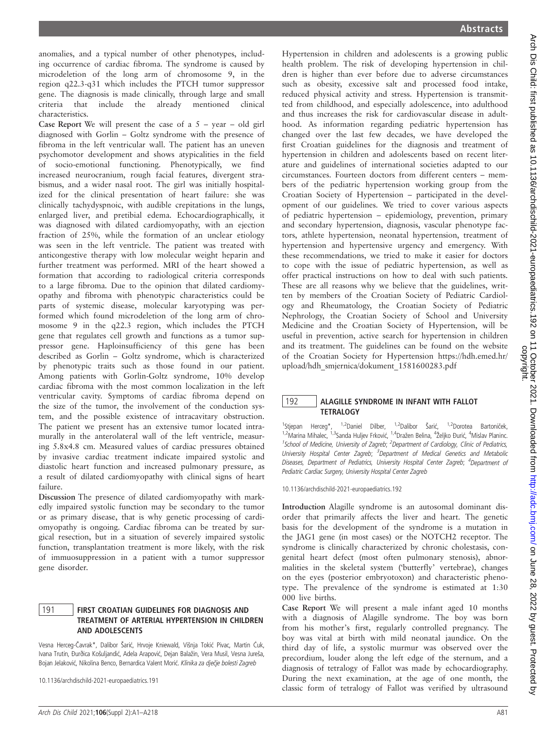anomalies, and a typical number of other phenotypes, including occurrence of cardiac fibroma. The syndrome is caused by microdeletion of the long arm of chromosome 9, in the region q22.3-q31 which includes the PTCH tumor suppressor gene. The diagnosis is made clinically, through large and small criteria that include the already mentioned clinical characteristics.

**Case Report** We will present the case of a 5 – year – old girl diagnosed with Gorlin – Goltz syndrome with the presence of fibroma in the left ventricular wall. The patient has an uneven psychomotor development and shows atypicalities in the field of socio-emotional functioning. Phenotypically, we find increased neurocranium, rough facial features, divergent strabismus, and a wider nasal root. The girl was initially hospitalized for the clinical presentation of heart failure: she was clinically tachydyspnoic, with audible crepitations in the lungs, enlarged liver, and pretibial edema. Echocardiographically, it was diagnosed with dilated cardiomyopathy, with an ejection fraction of 25%, while the formation of an unclear etiology was seen in the left ventricle. The patient was treated with anticongestive therapy with low molecular weight heparin and further treatment was performed. MRI of the heart showed a formation that according to radiological criteria corresponds to a large fibroma. Due to the opinion that dilated cardiomyopathy and fibroma with phenotypic characteristics could be parts of systemic disease, molecular karyotyping was performed which found microdeletion of the long arm of chromosome 9 in the q22.3 region, which includes the PTCH gene that regulates cell growth and functions as a tumor suppressor gene. Haploinsufficiency of this gene has been described as Gorlin – Goltz syndrome, which is characterized by phenotypic traits such as those found in our patient. Among patients with Gorlin-Goltz syndrome, 10% develop cardiac fibroma with the most common localization in the left ventricular cavity. Symptoms of cardiac fibroma depend on the size of the tumor, the involvement of the conduction system, and the possible existence of intracavitary obstruction. The patient we present has an extensive tumor located intramurally in the anterolateral wall of the left ventricle, measuring 5.8x4.8 cm. Measured values of cardiac pressures obtained by invasive cardiac treatment indicate impaired systolic and diastolic heart function and increased pulmonary pressure, as a result of dilated cardiomyopathy with clinical signs of heart failure.

**Discussion** The presence of dilated cardiomyopathy with markedly impaired systolic function may be secondary to the tumor or as primary disease, that is why genetic processing of cardiomyopathy is ongoing. Cardiac fibroma can be treated by surgical resection, but in a situation of severely impaired systolic function, transplantation treatment is more likely, with the risk of immuosuppression in a patient with a tumor suppressor gene disorder.

## 191 FIRST CROATIAN GUIDELINES FOR DIAGNOSIS AND TREATMENT OF ARTERIAL HYPERTENSION IN CHILDREN AND ADOLESCENTS

Vesna Herceg-Čavrak*, Dalibor Šarić, Hrvoje Kniewald, Višnja Tokić Pivac, Martin Čuk, Ivana Trutin, Đurđica Košuljandić, Adela Arapović, Dejan Balažin, Vera Musil, Vesna Jureša, Bojan Jelaković, Nikolina Benco, Bernardica Valent Morić. *Klinika za dječje bolesti Zagreb*

10.1136/archdischild-2021-europaediatrics.191

Hypertension in children and adolescents is a growing public health problem. The risk of developing hypertension in children is higher than ever before due to adverse circumstances such as obesity, excessive salt and processed food intake, reduced physical activity and stress. Hypertension is transmitted from childhood, and especially adolescence, into adulthood and thus increases the risk for cardiovascular disease in adulthood. As information regarding pediatric hypertension has changed over the last few decades, we have developed the first Croatian guidelines for the diagnosis and treatment of hypertension in children and adolescents based on recent literature and guidelines of international societies adapted to our circumstances. Fourteen doctors from different centers – members of the pediatric hypertension working group from the Croatian Society of Hypertension – participated in the development of our guidelines. We tried to cover various aspects of pediatric hypertension – epidemiology, prevention, primary and secondary hypertension, diagnosis, vascular phenotype factors, athlete hypertension, neonatal hypertension, treatment of hypertension and hypertensive urgency and emergency. With these recommendations, we tried to make it easier for doctors to cope with the issue of pediatric hypertension, as well as offer practical instructions on how to deal with such patients. These are all reasons why we believe that the guidelines, written by members of the Croatian Society of Pediatric Cardiology and Rheumatology, the Croatian Society of Pediatric Nephrology, the Croatian Society of School and University Medicine and the Croatian Society of Hypertension, will be useful in prevention, active search for hypertension in children and its treatment. The guidelines can be found on the website of the Croatian Society for Hypertension https://hdh.emed.hr/upload/hdh_smjernica/dokument_1581600283.pdf

## 192 ALAGILLE SYNDROME IN INFANT WITH FALLOT TETRALOGY

[1]Stjepan Herceg*, [1,2]Daniel Dilber, [1,2]Dalibor Šarić, [1,2]Dorotea Bartoniček, [1,2]Marina Mihalec, [1,3]Sanda Huljev Frković, [1,4]Dražen Belina, [4]Željko Đurić, [4]Mislav Planinc. [1]*School of Medicine, University of Zagreb*; [2]*Department of Cardiology, Clinic of Pediatrics, University Hospital Center Zagreb*; [3]*Department of Medical Genetics and Metabolic Diseases, Department of Pediatrics, University Hospital Center Zagreb*; [4]*Department of Pediatric Cardiac Surgery, University Hospital Center Zagreb*

10.1136/archdischild-2021-europaediatrics.192

**Introduction** Alagille syndrome is an autosomal dominant disorder that primarily affects the liver and heart. The genetic basis for the development of the syndrome is a mutation in the JAG1 gene (in most cases) or the NOTCH2 receptor. The syndrome is clinically characterized by chronic cholestasis, congenital heart defect (most often pulmonary stenosis), abnormalities in the skeletal system ('butterfly' vertebrae), changes on the eyes (posterior embryotoxon) and characteristic phenotype. The prevalence of the syndrome is estimated at 1:30 000 live births.

**Case Report** We will present a male infant aged 10 months with a diagnosis of Alagille syndrome. The boy was born from his mother's first, regularly controlled pregnancy. The boy was vital at birth with mild neonatal jaundice. On the third day of life, a systolic murmur was observed over the precordium, louder along the left edge of the sternum, and a diagnosis of tetralogy of Fallot was made by echocardiography. During the next examination, at the age of one month, the classic form of tetralogy of Fallot was verified by ultrasound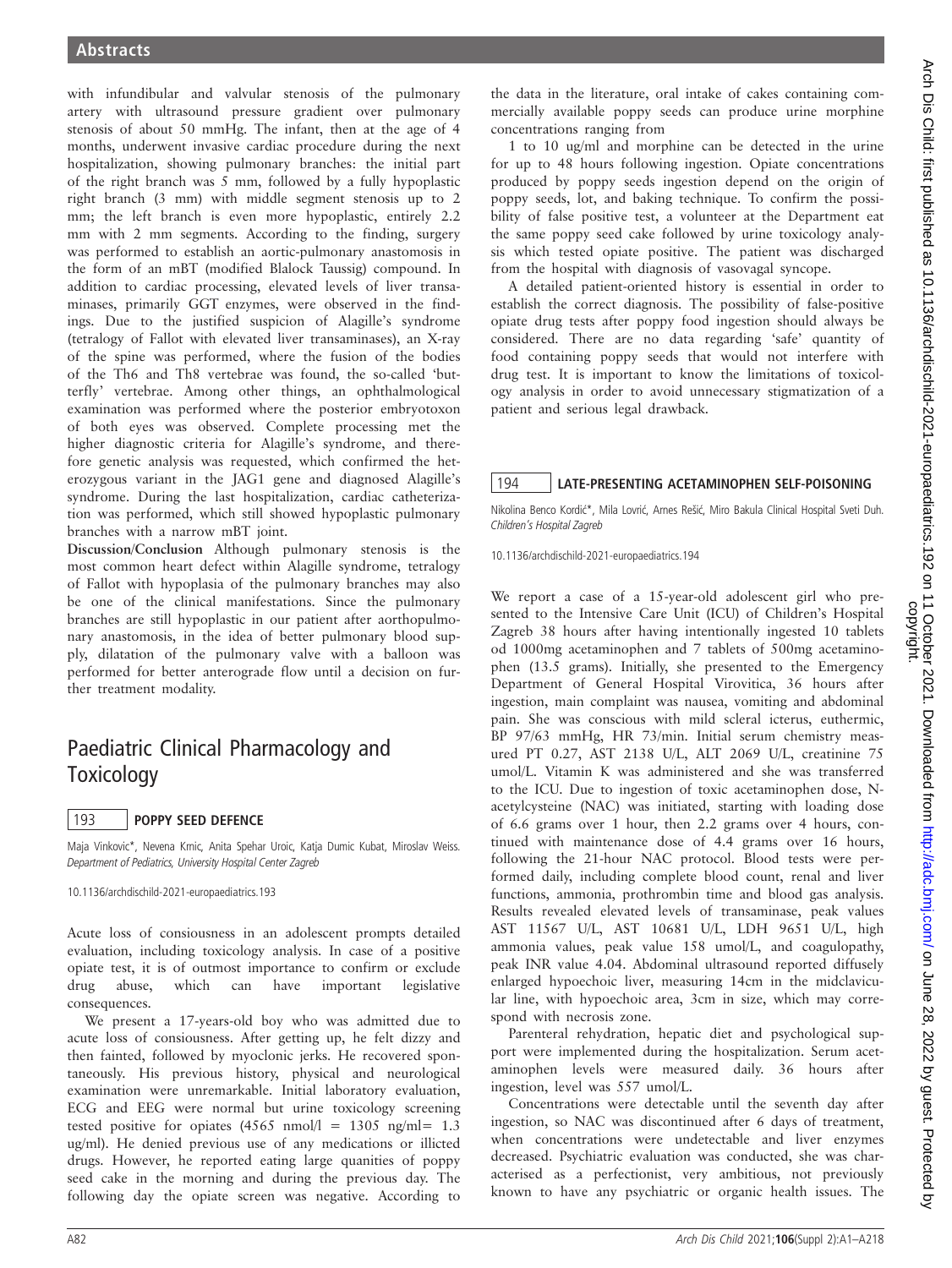with infundibular and valvular stenosis of the pulmonary artery with ultrasound pressure gradient over pulmonary stenosis of about 50 mmHg. The infant, then at the age of 4 months, underwent invasive cardiac procedure during the next hospitalization, showing pulmonary branches: the initial part of the right branch was 5 mm, followed by a fully hypoplastic right branch (3 mm) with middle segment stenosis up to 2 mm; the left branch is even more hypoplastic, entirely 2.2 mm with 2 mm segments. According to the finding, surgery was performed to establish an aortic-pulmonary anastomosis in the form of an mBT (modified Blalock Taussig) compound. In addition to cardiac processing, elevated levels of liver transaminases, primarily GGT enzymes, were observed in the findings. Due to the justified suspicion of Alagille's syndrome (tetralogy of Fallot with elevated liver transaminases), an X-ray of the spine was performed, where the fusion of the bodies of the Th6 and Th8 vertebrae was found, the so-called 'butterfly' vertebrae. Among other things, an ophthalmological examination was performed where the posterior embryotoxon of both eyes was observed. Complete processing met the higher diagnostic criteria for Alagille's syndrome, and therefore genetic analysis was requested, which confirmed the heterozygous variant in the JAG1 gene and diagnosed Alagille's syndrome. During the last hospitalization, cardiac catheterization was performed, which still showed hypoplastic pulmonary branches with a narrow mBT joint.

**Discussion/Conclusion** Although pulmonary stenosis is the most common heart defect within Alagille syndrome, tetralogy of Fallot with hypoplasia of the pulmonary branches may also be one of the clinical manifestations. Since the pulmonary branches are still hypoplastic in our patient after aorthopulmonary anastomosis, in the idea of better pulmonary blood supply, dilatation of the pulmonary valve with a balloon was performed for better anterograde flow until a decision on further treatment modality.

# Paediatric Clinical Pharmacology and Toxicology

## 193 POPPY SEED DEFENCE

Maja Vinkovic*, Nevena Krnic, Anita Spehar Uroic, Katja Dumic Kubat, Miroslav Weiss. *Department of Pediatrics, University Hospital Center Zagreb*

10.1136/archdischild-2021-europaediatrics.193

Acute loss of consiousness in an adolescent prompts detailed evaluation, including toxicology analysis. In case of a positive opiate test, it is of outmost importance to confirm or exclude drug abuse, which can have important legislative consequences.

We present a 17-years-old boy who was admitted due to acute loss of consiousness. After getting up, he felt dizzy and then fainted, followed by myoclonic jerks. He recovered spontaneously. His previous history, physical and neurological examination were unremarkable. Initial laboratory evaluation, ECG and EEG were normal but urine toxicology screening tested positive for opiates (4565 nmol/l = 1305 ng/ml= 1.3 ug/ml). He denied previous use of any medications or illicted drugs. However, he reported eating large quanities of poppy seed cake in the morning and during the previous day. The following day the opiate screen was negative. According to the data in the literature, oral intake of cakes containing commercially available poppy seeds can produce urine morphine concentrations ranging from

1 to 10 ug/ml and morphine can be detected in the urine for up to 48 hours following ingestion. Opiate concentrations produced by poppy seeds ingestion depend on the origin of poppy seeds, lot, and baking technique. To confirm the possibility of false positive test, a volunteer at the Department eat the same poppy seed cake followed by urine toxicology analysis which tested opiate positive. The patient was discharged from the hospital with diagnosis of vasovagal syncope.

A detailed patient-oriented history is essential in order to establish the correct diagnosis. The possibility of false-positive opiate drug tests after poppy food ingestion should always be considered. There are no data regarding 'safe' quantity of food containing poppy seeds that would not interfere with drug test. It is important to know the limitations of toxicology analysis in order to avoid unnecessary stigmatization of a patient and serious legal drawback.

## 194 LATE-PRESENTING ACETAMINOPHEN SELF-POISONING

Nikolina Benco Kordić*, Mila Lovrić, Arnes Rešić, Miro Bakula Clinical Hospital Sveti Duh. *Children's Hospital Zagreb*

10.1136/archdischild-2021-europaediatrics.194

We report a case of a 15-year-old adolescent girl who presented to the Intensive Care Unit (ICU) of Children's Hospital Zagreb 38 hours after having intentionally ingested 10 tablets od 1000mg acetaminophen and 7 tablets of 500mg acetaminophen (13.5 grams). Initially, she presented to the Emergency Department of General Hospital Virovitica, 36 hours after ingestion, main complaint was nausea, vomiting and abdominal pain. She was conscious with mild scleral icterus, euthermic, BP 97/63 mmHg, HR 73/min. Initial serum chemistry measured PT 0.27, AST 2138 U/L, ALT 2069 U/L, creatinine 75 umol/L. Vitamin K was administered and she was transferred to the ICU. Due to ingestion of toxic acetaminophen dose, N-acetylcysteine (NAC) was initiated, starting with loading dose of 6.6 grams over 1 hour, then 2.2 grams over 4 hours, continued with maintenance dose of 4.4 grams over 16 hours, following the 21-hour NAC protocol. Blood tests were performed daily, including complete blood count, renal and liver functions, ammonia, prothrombin time and blood gas analysis. Results revealed elevated levels of transaminase, peak values AST 11567 U/L, AST 10681 U/L, LDH 9651 U/L, high ammonia values, peak value 158 umol/L, and coagulopathy, peak INR value 4.04. Abdominal ultrasound reported diffusely enlarged hypoechoic liver, measuring 14cm in the midclavicular line, with hypoechoic area, 3cm in size, which may correspond with necrosis zone.

Parenteral rehydration, hepatic diet and psychological support were implemented during the hospitalization. Serum acetaminophen levels were measured daily. 36 hours after ingestion, level was 557 umol/L.

Concentrations were detectable until the seventh day after ingestion, so NAC was discontinued after 6 days of treatment, when concentrations were undetectable and liver enzymes decreased. Psychiatric evaluation was conducted, she was characterised as a perfectionist, very ambitious, not previously known to have any psychiatric or organic health issues. The